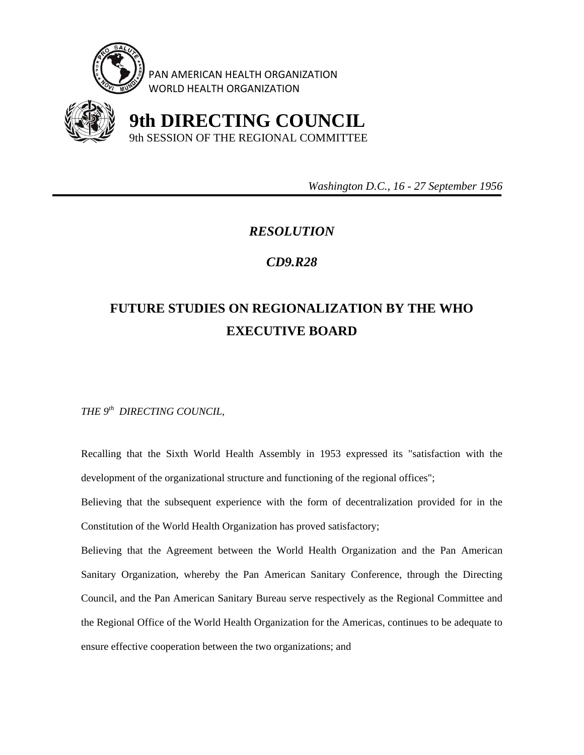PAN AMERICAN HEALTH ORGANIZATION
WORLD HEALTH ORGANIZATION

# 9th DIRECTING COUNCIL

9th SESSION OF THE REGIONAL COMMITTEE

*Washington D.C., 16 - 27 September 1956*

---

***RESOLUTION***

***CD9.R28***

## FUTURE STUDIES ON REGIONALIZATION BY THE WHO EXECUTIVE BOARD

*THE 9th DIRECTING COUNCIL,*

Recalling that the Sixth World Health Assembly in 1953 expressed its "satisfaction with the development of the organizational structure and functioning of the regional offices";

Believing that the subsequent experience with the form of decentralization provided for in the Constitution of the World Health Organization has proved satisfactory;

Believing that the Agreement between the World Health Organization and the Pan American Sanitary Organization, whereby the Pan American Sanitary Conference, through the Directing Council, and the Pan American Sanitary Bureau serve respectively as the Regional Committee and the Regional Office of the World Health Organization for the Americas, continues to be adequate to ensure effective cooperation between the two organizations; and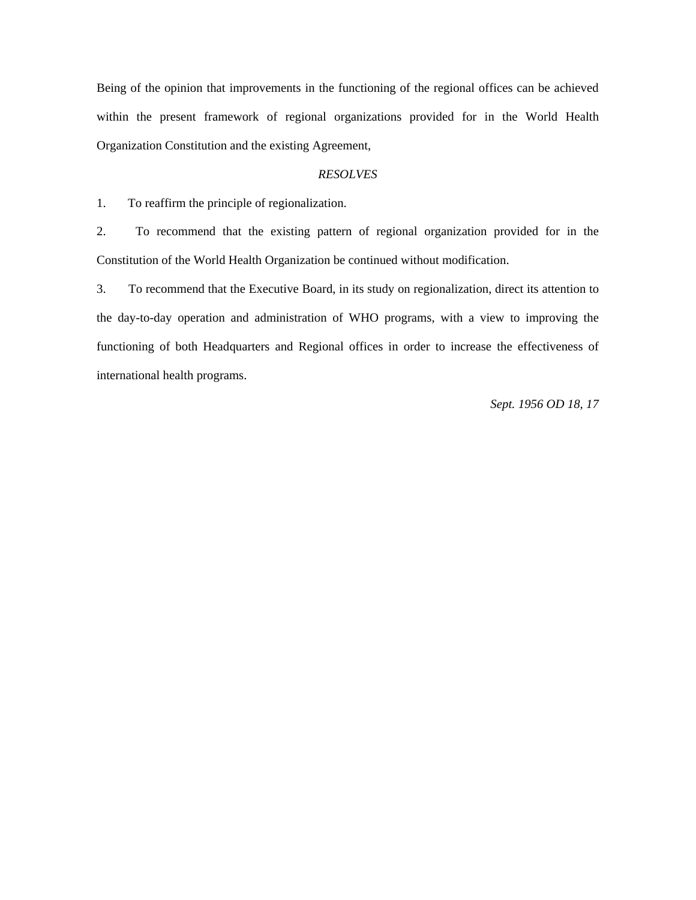Being of the opinion that improvements in the functioning of the regional offices can be achieved within the present framework of regional organizations provided for in the World Health Organization Constitution and the existing Agreement,

*RESOLVES*

1. To reaffirm the principle of regionalization.

2. To recommend that the existing pattern of regional organization provided for in the Constitution of the World Health Organization be continued without modification.

3. To recommend that the Executive Board, in its study on regionalization, direct its attention to the day-to-day operation and administration of WHO programs, with a view to improving the functioning of both Headquarters and Regional offices in order to increase the effectiveness of international health programs.

*Sept. 1956 OD 18, 17*